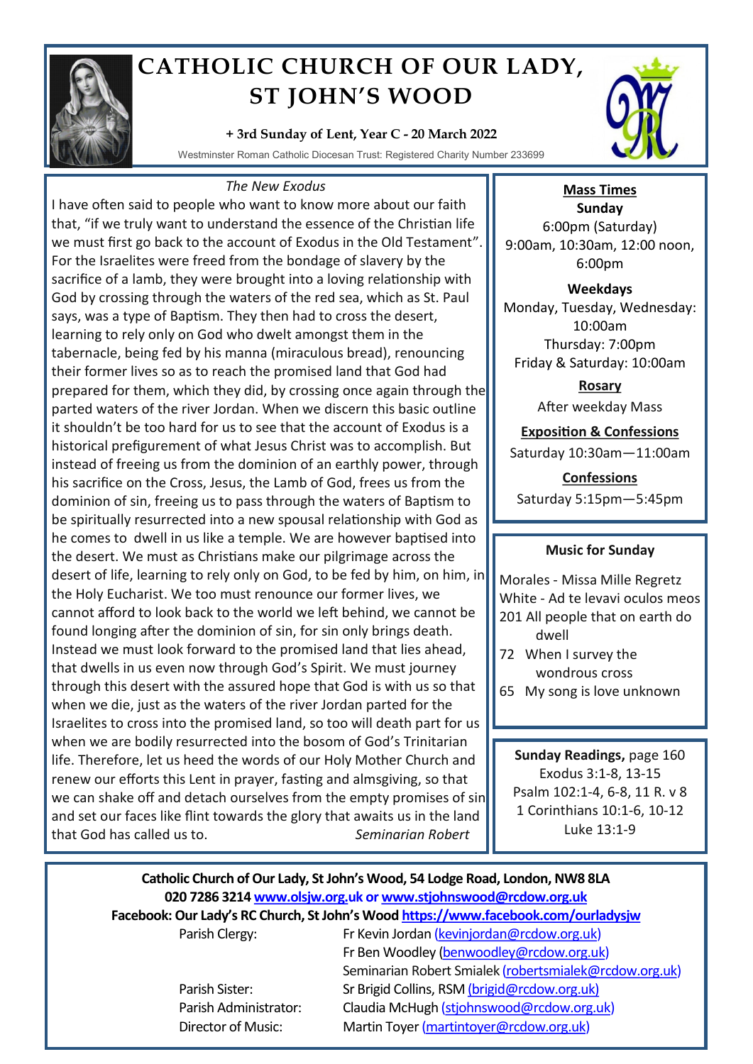# CATHOLIC CHURCH OF OUR LADY, ST JOHN'S WOOD

**+ 3rd Sunday of Lent, Year C - 20 March 2022**

Westminster Roman Catholic Diocesan Trust: Registered Charity Number 233699

*The New Exodus*

I have often said to people who want to know more about our faith that, "if we truly want to understand the essence of the Christian life we must first go back to the account of Exodus in the Old Testament". For the Israelites were freed from the bondage of slavery by the sacrifice of a lamb, they were brought into a loving relationship with God by crossing through the waters of the red sea, which as St. Paul says, was a type of Baptism. They then had to cross the desert, learning to rely only on God who dwelt amongst them in the tabernacle, being fed by his manna (miraculous bread), renouncing their former lives so as to reach the promised land that God had prepared for them, which they did, by crossing once again through the parted waters of the river Jordan. When we discern this basic outline it shouldn't be too hard for us to see that the account of Exodus is a historical prefigurement of what Jesus Christ was to accomplish. But instead of freeing us from the dominion of an earthly power, through his sacrifice on the Cross, Jesus, the Lamb of God, frees us from the dominion of sin, freeing us to pass through the waters of Baptism to be spiritually resurrected into a new spousal relationship with God as he comes to dwell in us like a temple. We are however baptised into the desert. We must as Christians make our pilgrimage across the desert of life, learning to rely only on God, to be fed by him, on him, in the Holy Eucharist. We too must renounce our former lives, we cannot afford to look back to the world we left behind, we cannot be found longing after the dominion of sin, for sin only brings death. Instead we must look forward to the promised land that lies ahead, that dwells in us even now through God's Spirit. We must journey through this desert with the assured hope that God is with us so that when we die, just as the waters of the river Jordan parted for the Israelites to cross into the promised land, so too will death part for us when we are bodily resurrected into the bosom of God's Trinitarian life. Therefore, let us heed the words of our Holy Mother Church and renew our efforts this Lent in prayer, fasting and almsgiving, so that we can shake off and detach ourselves from the empty promises of sin and set our faces like flint towards the glory that awaits us in the land that God has called us to. *Seminarian Robert*

**Mass Times**

**Sunday**
6:00pm (Saturday)
9:00am, 10:30am, 12:00 noon, 6:00pm

**Weekdays**
Monday, Tuesday, Wednesday: 10:00am
Thursday: 7:00pm
Friday & Saturday: 10:00am

**Rosary**
After weekday Mass

**Exposition & Confessions**
Saturday 10:30am—11:00am

**Confessions**
Saturday 5:15pm—5:45pm

**Music for Sunday**

Morales - Missa Mille Regretz
White - Ad te levavi oculos meos
201 All people that on earth do dwell
72 When I survey the wondrous cross
65 My song is love unknown

**Sunday Readings,** page 160
Exodus 3:1-8, 13-15
Psalm 102:1-4, 6-8, 11 R. v 8
1 Corinthians 10:1-6, 10-12
Luke 13:1-9

**Catholic Church of Our Lady, St John's Wood, 54 Lodge Road, London, NW8 8LA**
**020 7286 3214 www.olsjw.org.uk or www.stjohnswood@rcdow.org.uk**
**Facebook: Our Lady's RC Church, St John's Wood https://www.facebook.com/ourladysjw**

| | |
|---|---|
| Parish Clergy: | Fr Kevin Jordan (kevinjordan@rcdow.org.uk) |
| | Fr Ben Woodley (benwoodley@rcdow.org.uk) |
| | Seminarian Robert Smialek (robertsmialek@rcdow.org.uk) |
| Parish Sister: | Sr Brigid Collins, RSM (brigid@rcdow.org.uk) |
| Parish Administrator: | Claudia McHugh (stjohnswood@rcdow.org.uk) |
| Director of Music: | Martin Toyer (martintoyer@rcdow.org.uk) |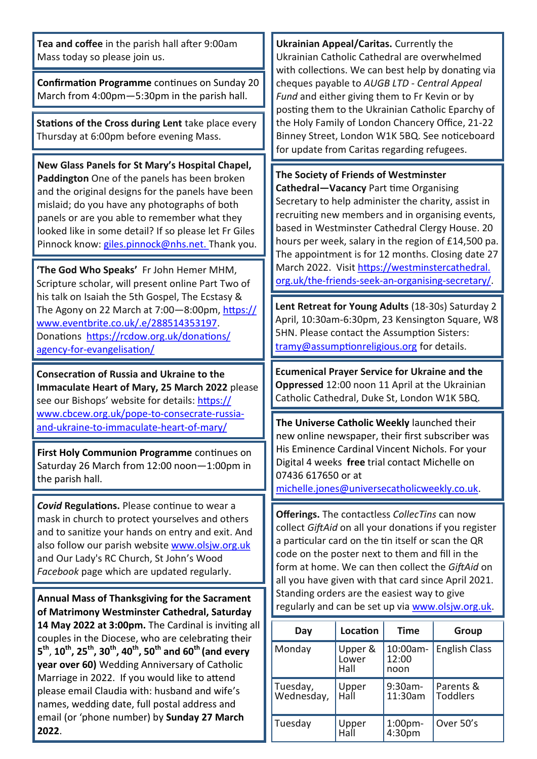**Tea and coffee** in the parish hall after 9:00am Mass today so please join us.

**Confirmation Programme** continues on Sunday 20 March from 4:00pm—5:30pm in the parish hall.

**Stations of the Cross during Lent** take place every Thursday at 6:00pm before evening Mass.

**New Glass Panels for St Mary's Hospital Chapel, Paddington** One of the panels has been broken and the original designs for the panels have been mislaid; do you have any photographs of both panels or are you able to remember what they looked like in some detail? If so please let Fr Giles Pinnock know: giles.pinnock@nhs.net. Thank you.

**'The God Who Speaks'** Fr John Hemer MHM, Scripture scholar, will present online Part Two of his talk on Isaiah the 5th Gospel, The Ecstasy & The Agony on 22 March at 7:00—8:00pm, https://www.eventbrite.co.uk/.e/288514353197. Donations https://rcdow.org.uk/donations/agency-for-evangelisation/

**Consecration of Russia and Ukraine to the Immaculate Heart of Mary, 25 March 2022** please see our Bishops' website for details: https://www.cbcew.org.uk/pope-to-consecrate-russia-and-ukraine-to-immaculate-heart-of-mary/

**First Holy Communion Programme** continues on Saturday 26 March from 12:00 noon—1:00pm in the parish hall.

***Covid* Regulations.** Please continue to wear a mask in church to protect yourselves and others and to sanitize your hands on entry and exit. And also follow our parish website www.olsjw.org.uk and Our Lady's RC Church, St John's Wood *Facebook* page which are updated regularly.

**Annual Mass of Thanksgiving for the Sacrament of Matrimony Westminster Cathedral, Saturday 14 May 2022 at 3:00pm.** The Cardinal is inviting all couples in the Diocese, who are celebrating their **5th**, **10th**, **25th**, **30th**, **40th**, **50th and 60th (and every year over 60)** Wedding Anniversary of Catholic Marriage in 2022. If you would like to attend please email Claudia with: husband and wife's names, wedding date, full postal address and email (or 'phone number) by **Sunday 27 March 2022**.

**Ukrainian Appeal/Caritas.** Currently the Ukrainian Catholic Cathedral are overwhelmed with collections. We can best help by donating via cheques payable to *AUGB LTD - Central Appeal Fund* and either giving them to Fr Kevin or by posting them to the Ukrainian Catholic Eparchy of the Holy Family of London Chancery Office, 21-22 Binney Street, London W1K 5BQ. See noticeboard for update from Caritas regarding refugees.

**The Society of Friends of Westminster Cathedral—Vacancy** Part time Organising Secretary to help administer the charity, assist in recruiting new members and in organising events, based in Westminster Cathedral Clergy House. 20 hours per week, salary in the region of £14,500 pa. The appointment is for 12 months. Closing date 27 March 2022. Visit https://westminstercathedral.org.uk/the-friends-seek-an-organising-secretary/.

**Lent Retreat for Young Adults** (18-30s) Saturday 2 April, 10:30am-6:30pm, 23 Kensington Square, W8 5HN. Please contact the Assumption Sisters: tramy@assumptionreligious.org for details.

**Ecumenical Prayer Service for Ukraine and the Oppressed** 12:00 noon 11 April at the Ukrainian Catholic Cathedral, Duke St, London W1K 5BQ.

**The Universe Catholic Weekly** launched their new online newspaper, their first subscriber was His Eminence Cardinal Vincent Nichols. For your Digital 4 weeks **free** trial contact Michelle on 07436 617650 or at michelle.jones@universecatholicweekly.co.uk.

**Offerings.** The contactless *CollecTins* can now collect *GiftAid* on all your donations if you register a particular card on the tin itself or scan the QR code on the poster next to them and fill in the form at home. We can then collect the *GiftAid* on all you have given with that card since April 2021. Standing orders are the easiest way to give regularly and can be set up via www.olsjw.org.uk.

| Day | Location | Time | Group |
|---|---|---|---|
| Monday | Upper & Lower Hall | 10:00am-12:00 noon | English Class |
| Tuesday, Wednesday, | Upper Hall | 9:30am-11:30am | Parents & Toddlers |
| Tuesday | Upper Hall | 1:00pm-4:30pm | Over 50's |